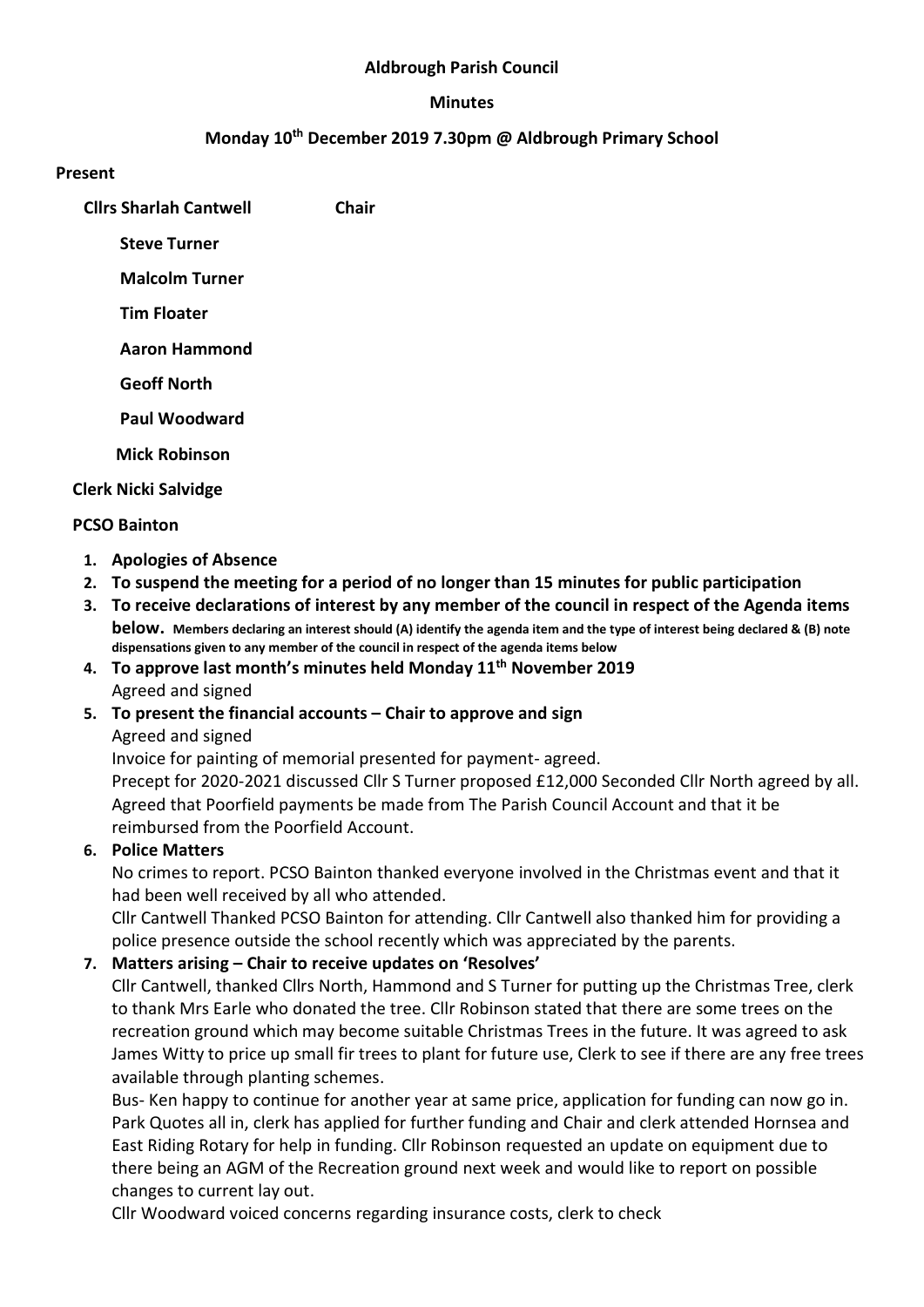**Aldbrough Parish Council**

**Minutes**

**Monday 10th December 2019 7.30pm @ Aldbrough Primary School**

**Present**

**Cllrs Sharlah Cantwell** **Chair**

**Steve Turner**

**Malcolm Turner**

**Tim Floater**

**Aaron Hammond**

**Geoff North**

**Paul Woodward**

**Mick Robinson**

**Clerk Nicki Salvidge**

**PCSO Bainton**

1. **Apologies of Absence**
2. **To suspend the meeting for a period of no longer than 15 minutes for public participation**
3. **To receive declarations of interest by any member of the council in respect of the Agenda items below.** **Members declaring an interest should (A) identify the agenda item and the type of interest being declared & (B) note dispensations given to any member of the council in respect of the agenda items below**
4. **To approve last month's minutes held Monday 11th November 2019**
   Agreed and signed
5. **To present the financial accounts – Chair to approve and sign**
   Agreed and signed
   Invoice for painting of memorial presented for payment- agreed.
   Precept for 2020-2021 discussed Cllr S Turner proposed £12,000 Seconded Cllr North agreed by all.
   Agreed that Poorfield payments be made from The Parish Council Account and that it be reimbursed from the Poorfield Account.
6. **Police Matters**
   No crimes to report. PCSO Bainton thanked everyone involved in the Christmas event and that it had been well received by all who attended.
   Cllr Cantwell Thanked PCSO Bainton for attending. Cllr Cantwell also thanked him for providing a police presence outside the school recently which was appreciated by the parents.
7. **Matters arising – Chair to receive updates on 'Resolves'**
   Cllr Cantwell, thanked Cllrs North, Hammond and S Turner for putting up the Christmas Tree, clerk to thank Mrs Earle who donated the tree. Cllr Robinson stated that there are some trees on the recreation ground which may become suitable Christmas Trees in the future. It was agreed to ask James Witty to price up small fir trees to plant for future use, Clerk to see if there are any free trees available through planting schemes.
   Bus- Ken happy to continue for another year at same price, application for funding can now go in.
   Park Quotes all in, clerk has applied for further funding and Chair and clerk attended Hornsea and East Riding Rotary for help in funding. Cllr Robinson requested an update on equipment due to there being an AGM of the Recreation ground next week and would like to report on possible changes to current lay out.
   Cllr Woodward voiced concerns regarding insurance costs, clerk to check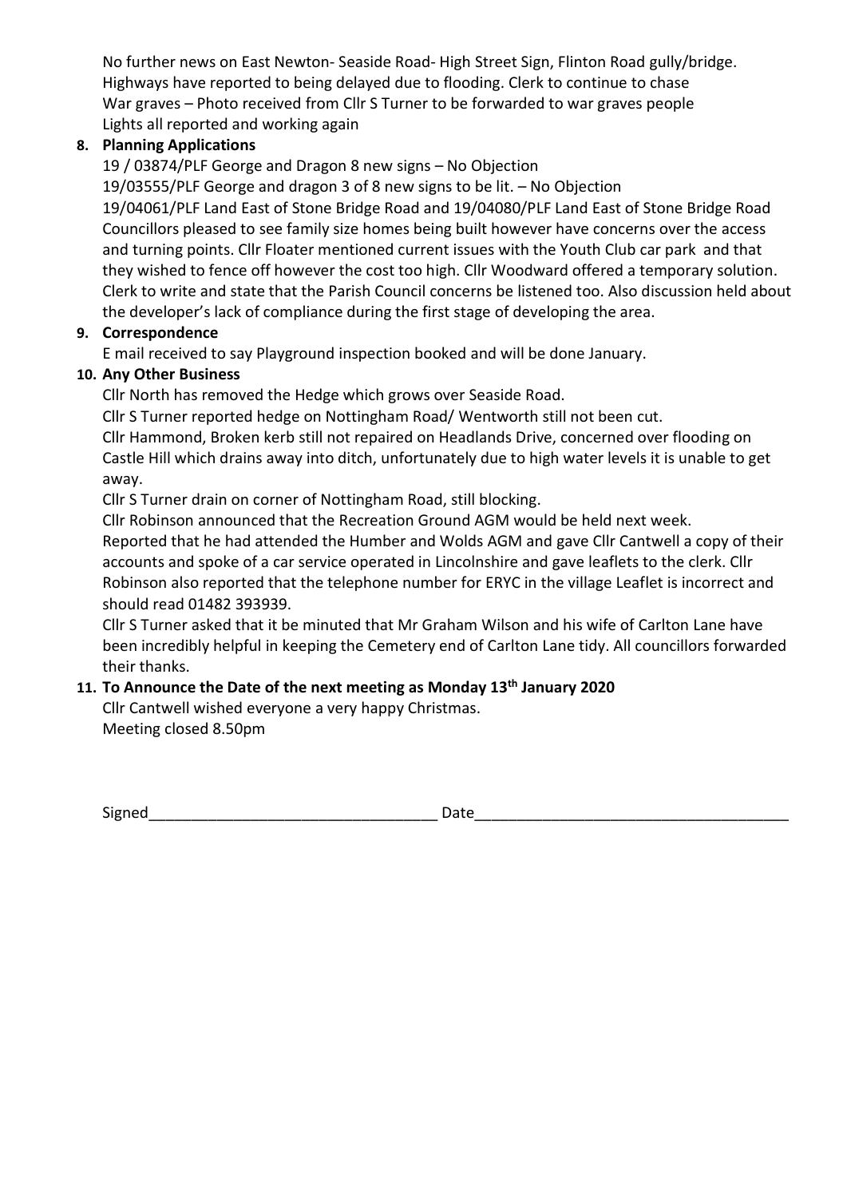No further news on East Newton- Seaside Road- High Street Sign, Flinton Road gully/bridge. Highways have reported to being delayed due to flooding. Clerk to continue to chase
War graves – Photo received from Cllr S Turner to be forwarded to war graves people
Lights all reported and working again

**8. Planning Applications**

19 / 03874/PLF George and Dragon 8 new signs – No Objection
19/03555/PLF George and dragon 3 of 8 new signs to be lit. – No Objection
19/04061/PLF Land East of Stone Bridge Road and 19/04080/PLF Land East of Stone Bridge Road Councillors pleased to see family size homes being built however have concerns over the access and turning points. Cllr Floater mentioned current issues with the Youth Club car park and that they wished to fence off however the cost too high. Cllr Woodward offered a temporary solution. Clerk to write and state that the Parish Council concerns be listened too. Also discussion held about the developer's lack of compliance during the first stage of developing the area.

**9. Correspondence**

E mail received to say Playground inspection booked and will be done January.

**10. Any Other Business**

Cllr North has removed the Hedge which grows over Seaside Road.
Cllr S Turner reported hedge on Nottingham Road/ Wentworth still not been cut.
Cllr Hammond, Broken kerb still not repaired on Headlands Drive, concerned over flooding on Castle Hill which drains away into ditch, unfortunately due to high water levels it is unable to get away.
Cllr S Turner drain on corner of Nottingham Road, still blocking.
Cllr Robinson announced that the Recreation Ground AGM would be held next week.
Reported that he had attended the Humber and Wolds AGM and gave Cllr Cantwell a copy of their accounts and spoke of a car service operated in Lincolnshire and gave leaflets to the clerk. Cllr Robinson also reported that the telephone number for ERYC in the village Leaflet is incorrect and should read 01482 393939.
Cllr S Turner asked that it be minuted that Mr Graham Wilson and his wife of Carlton Lane have been incredibly helpful in keeping the Cemetery end of Carlton Lane tidy. All councillors forwarded their thanks.

**11. To Announce the Date of the next meeting as Monday 13th January 2020**

Cllr Cantwell wished everyone a very happy Christmas.
Meeting closed 8.50pm

Signed__________________________________ Date_____________________________________